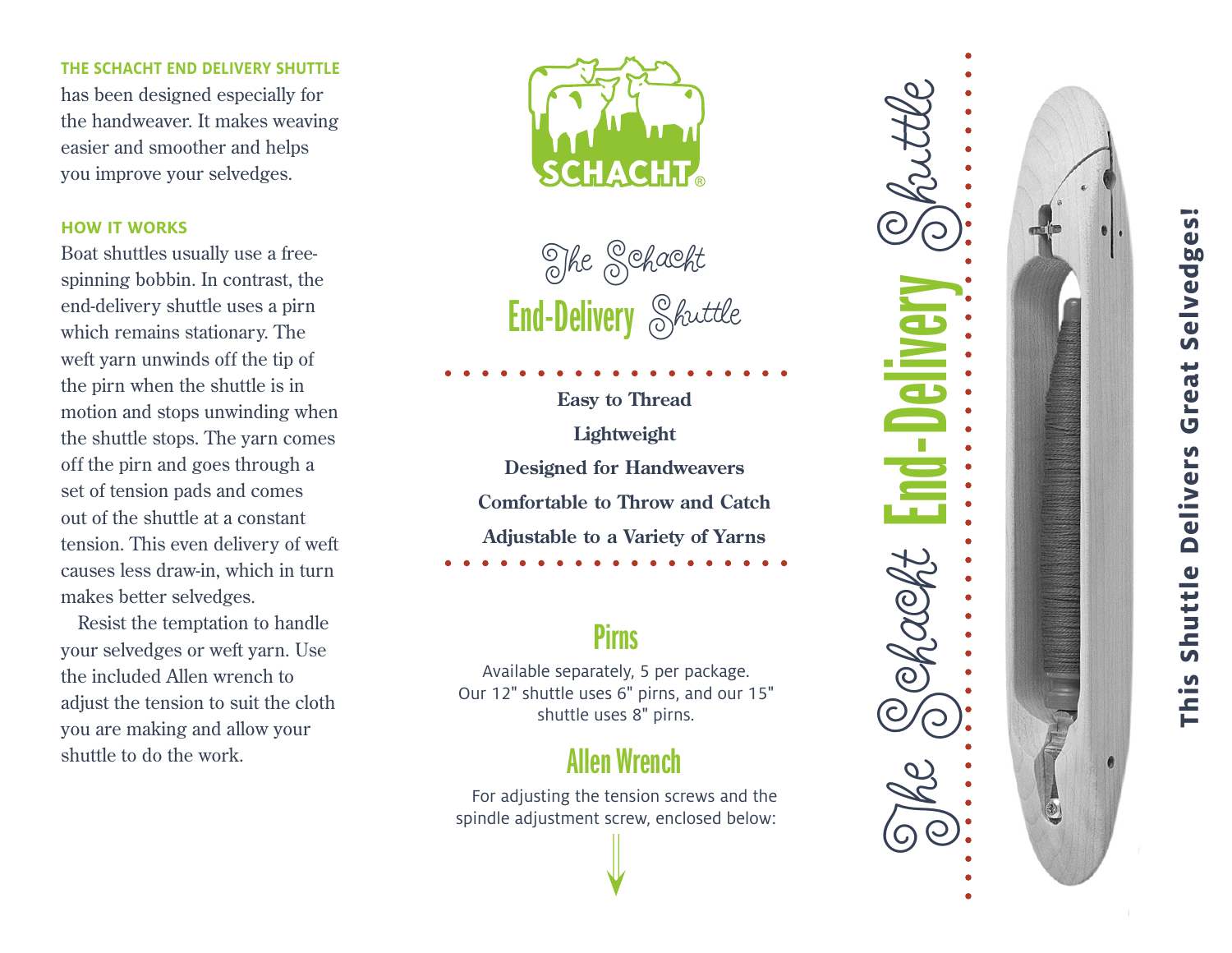**THE SCHACHT END DELIVERY SHUTTLE** has been designed especially for the handweaver. It makes weaving easier and smoother and helps you improve your selvedges.

## HOW IT WORKS

Boat shuttles usually use a free-spinning bobbin. In contrast, the end-delivery shuttle uses a pirn which remains stationary. The weft yarn unwinds off the tip of the pirn when the shuttle is in motion and stops unwinding when the shuttle stops. The yarn comes off the pirn and goes through a set of tension pads and comes out of the shuttle at a constant tension. This even delivery of weft causes less draw-in, which in turn makes better selvedges.

Resist the temptation to handle your selvedges or weft yarn. Use the included Allen wrench to adjust the tension to suit the cloth you are making and allow your shuttle to do the work.

SCHACHT®

# The Schacht End-Delivery Shuttle

**Easy to Thread**

**Lightweight**

**Designed for Handweavers**

**Comfortable to Throw and Catch**

**Adjustable to a Variety of Yarns**

## Pirns

Available separately, 5 per package. Our 12" shuttle uses 6" pirns, and our 15" shuttle uses 8" pirns.

## Allen Wrench

For adjusting the tension screws and the spindle adjustment screw, enclosed below:

# The Schacht End-Delivery Shuttle

**This Shuttle Delivers Great Selvedges!**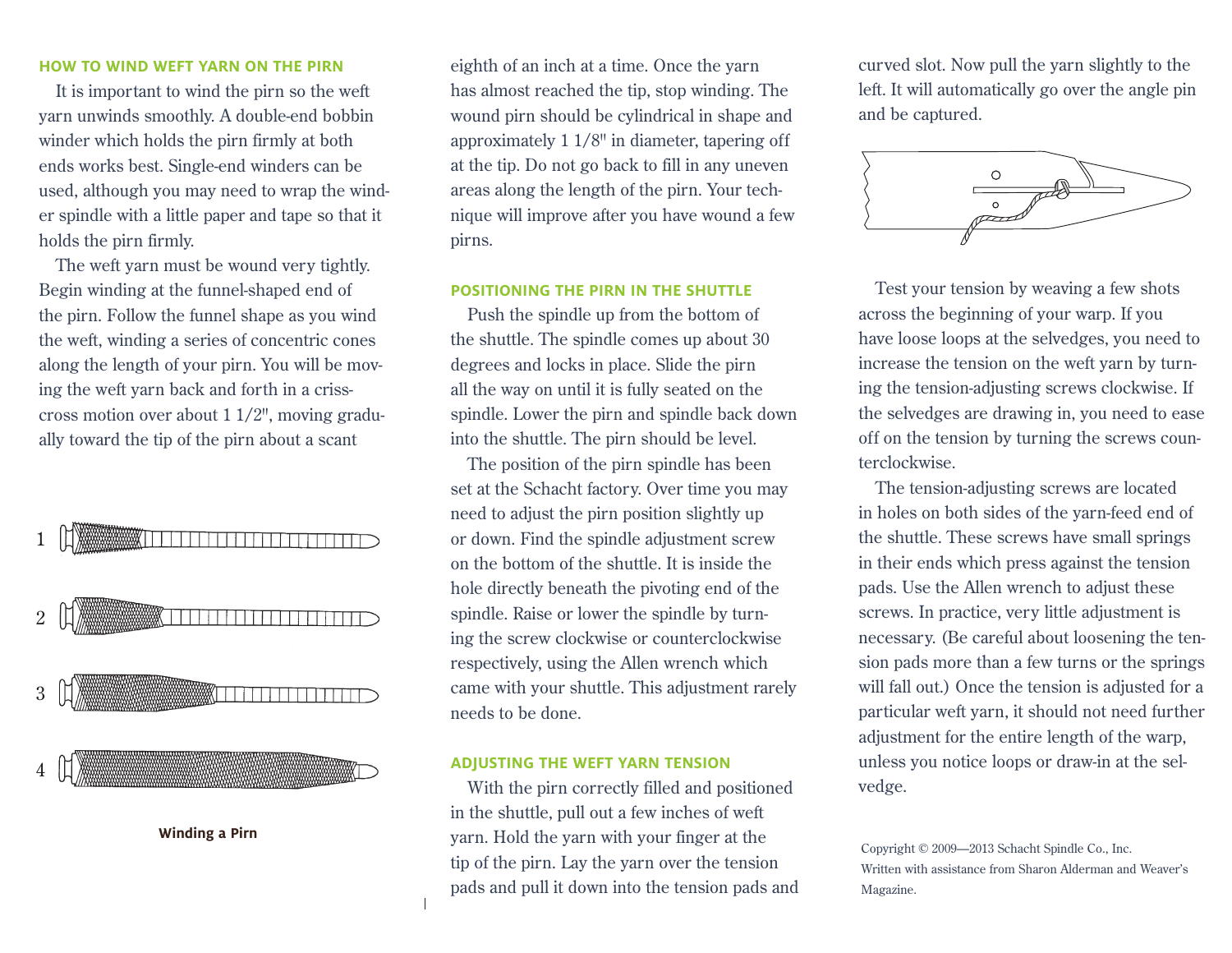## HOW TO WIND WEFT YARN ON THE PIRN

It is important to wind the pirn so the weft yarn unwinds smoothly. A double-end bobbin winder which holds the pirn firmly at both ends works best. Single-end winders can be used, although you may need to wrap the winder spindle with a little paper and tape so that it holds the pirn firmly.

The weft yarn must be wound very tightly. Begin winding at the funnel-shaped end of the pirn. Follow the funnel shape as you wind the weft, winding a series of concentric cones along the length of your pirn. You will be moving the weft yarn back and forth in a criss-cross motion over about 1 1/2", moving gradually toward the tip of the pirn about a scant eighth of an inch at a time. Once the yarn has almost reached the tip, stop winding. The wound pirn should be cylindrical in shape and approximately 1 1/8" in diameter, tapering off at the tip. Do not go back to fill in any uneven areas along the length of the pirn. Your technique will improve after you have wound a few pirns.

1

2

3

4

**Winding a Pirn**

## POSITIONING THE PIRN IN THE SHUTTLE

Push the spindle up from the bottom of the shuttle. The spindle comes up about 30 degrees and locks in place. Slide the pirn all the way on until it is fully seated on the spindle. Lower the pirn and spindle back down into the shuttle. The pirn should be level.

The position of the pirn spindle has been set at the Schacht factory. Over time you may need to adjust the pirn position slightly up or down. Find the spindle adjustment screw on the bottom of the shuttle. It is inside the hole directly beneath the pivoting end of the spindle. Raise or lower the spindle by turning the screw clockwise or counterclockwise respectively, using the Allen wrench which came with your shuttle. This adjustment rarely needs to be done.

## ADJUSTING THE WEFT YARN TENSION

With the pirn correctly filled and positioned in the shuttle, pull out a few inches of weft yarn. Hold the yarn with your finger at the tip of the pirn. Lay the yarn over the tension pads and pull it down into the tension pads and curved slot. Now pull the yarn slightly to the left. It will automatically go over the angle pin and be captured.

Test your tension by weaving a few shots across the beginning of your warp. If you have loose loops at the selvedges, you need to increase the tension on the weft yarn by turning the tension-adjusting screws clockwise. If the selvedges are drawing in, you need to ease off on the tension by turning the screws counterclockwise.

The tension-adjusting screws are located in holes on both sides of the yarn-feed end of the shuttle. These screws have small springs in their ends which press against the tension pads. Use the Allen wrench to adjust these screws. In practice, very little adjustment is necessary. (Be careful about loosening the tension pads more than a few turns or the springs will fall out.) Once the tension is adjusted for a particular weft yarn, it should not need further adjustment for the entire length of the warp, unless you notice loops or draw-in at the selvedge.

Copyright © 2009—2013 Schacht Spindle Co., Inc.
Written with assistance from Sharon Alderman and Weaver's Magazine.